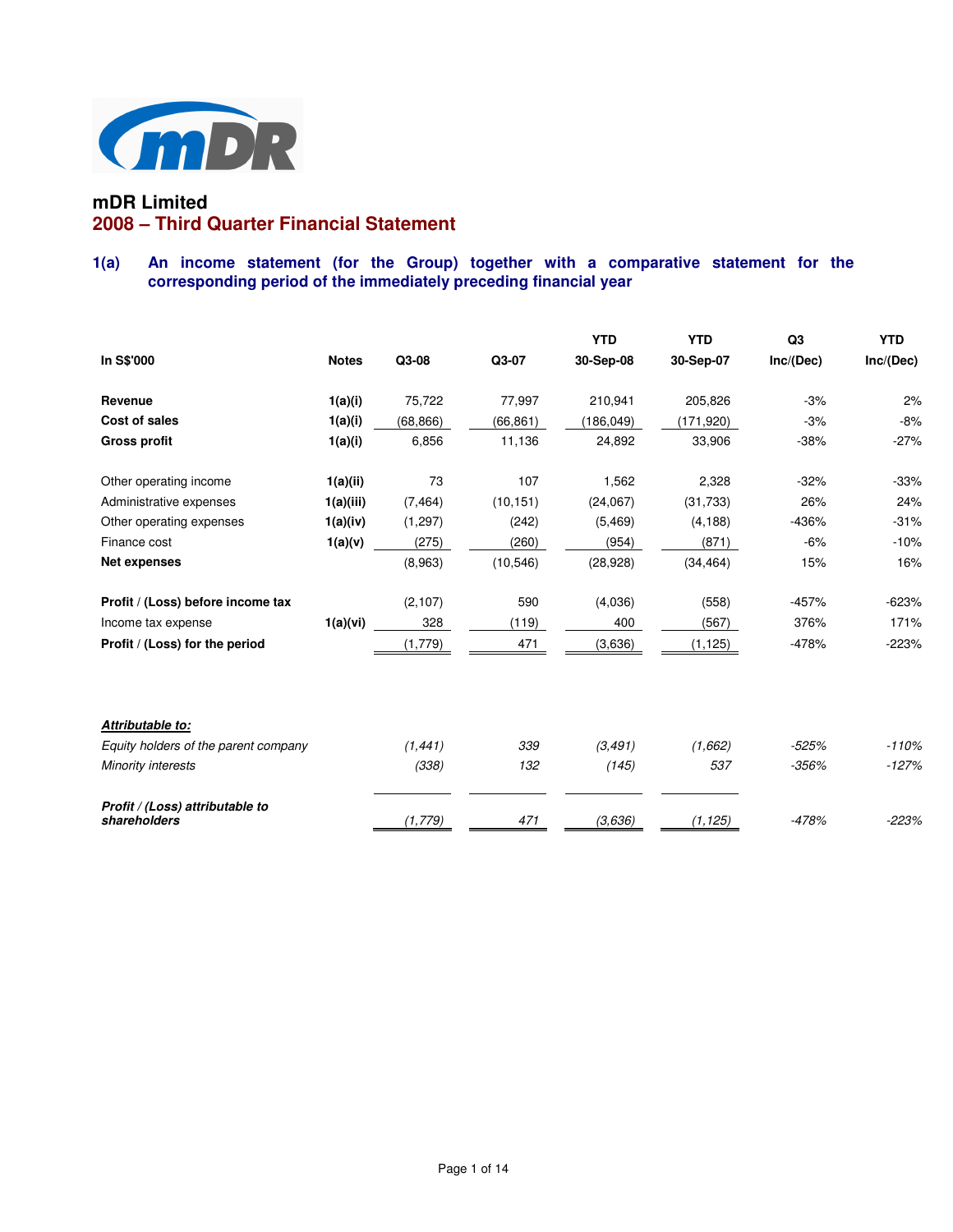# mDR Limited

## 2008 – Third Quarter Financial Statement

### 1(a) An income statement (for the Group) together with a comparative statement for the corresponding period of the immediately preceding financial year

| In S$'000 | Notes | Q3-08 | Q3-07 | YTD 30-Sep-08 | YTD 30-Sep-07 | Q3 Inc/(Dec) | YTD Inc/(Dec) |
|---|---|---|---|---|---|---|---|
| **Revenue** | **1(a)(i)** | 75,722 | 77,997 | 210,941 | 205,826 | -3% | 2% |
| **Cost of sales** | **1(a)(i)** | (68,866) | (66,861) | (186,049) | (171,920) | -3% | -8% |
| **Gross profit** | **1(a)(i)** | 6,856 | 11,136 | 24,892 | 33,906 | -38% | -27% |
| | | | | | | | |
| Other operating income | **1(a)(ii)** | 73 | 107 | 1,562 | 2,328 | -32% | -33% |
| Administrative expenses | **1(a)(iii)** | (7,464) | (10,151) | (24,067) | (31,733) | 26% | 24% |
| Other operating expenses | **1(a)(iv)** | (1,297) | (242) | (5,469) | (4,188) | -436% | -31% |
| Finance cost | **1(a)(v)** | (275) | (260) | (954) | (871) | -6% | -10% |
| **Net expenses** | | (8,963) | (10,546) | (28,928) | (34,464) | 15% | 16% |
| | | | | | | | |
| **Profit / (Loss) before income tax** | | (2,107) | 590 | (4,036) | (558) | -457% | -623% |
| Income tax expense | **1(a)(vi)** | 328 | (119) | 400 | (567) | 376% | 171% |
| **Profit / (Loss) for the period** | | (1,779) | 471 | (3,636) | (1,125) | -478% | -223% |
| | | | | | | | |
| ***Attributable to:*** | | | | | | | |
| *Equity holders of the parent company* | | *(1,441)* | *339* | *(3,491)* | *(1,662)* | *-525%* | *-110%* |
| *Minority interests* | | *(338)* | *132* | *(145)* | *537* | *-356%* | *-127%* |
| | | | | | | | |
| ***Profit / (Loss) attributable to shareholders*** | | *(1,779)* | *471* | *(3,636)* | *(1,125)* | *-478%* | *-223%* |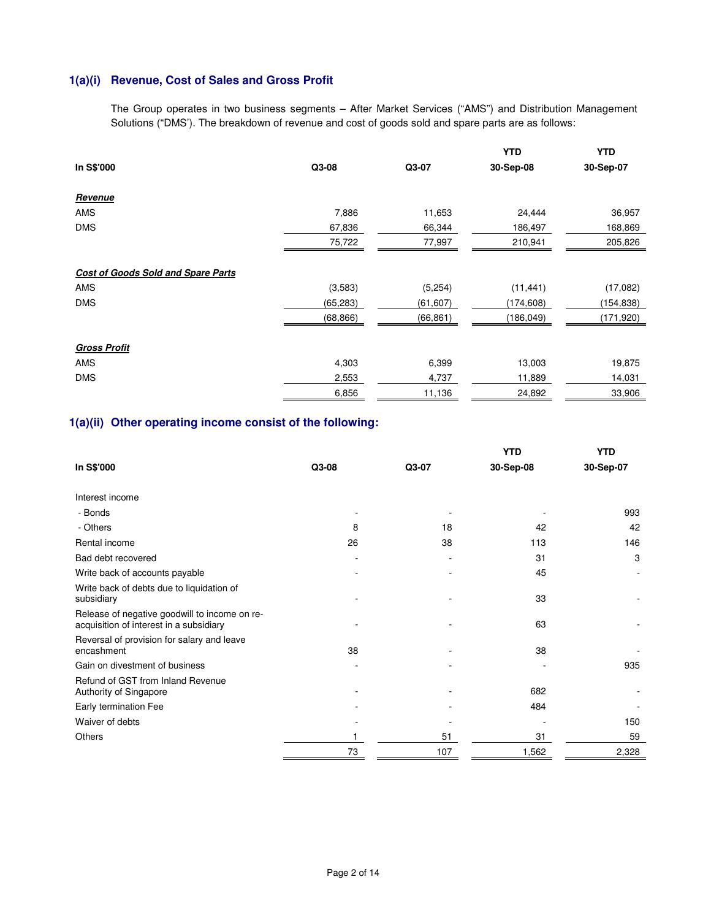### 1(a)(i) Revenue, Cost of Sales and Gross Profit

The Group operates in two business segments – After Market Services ("AMS") and Distribution Management Solutions ("DMS'). The breakdown of revenue and cost of goods sold and spare parts are as follows:

| In S$'000 | Q3-08 | Q3-07 | YTD 30-Sep-08 | YTD 30-Sep-07 |
|---|---|---|---|---|
| ***Revenue*** | | | | |
| AMS | 7,886 | 11,653 | 24,444 | 36,957 |
| DMS | 67,836 | 66,344 | 186,497 | 168,869 |
| | 75,722 | 77,997 | 210,941 | 205,826 |
| ***Cost of Goods Sold and Spare Parts*** | | | | |
| AMS | (3,583) | (5,254) | (11,441) | (17,082) |
| DMS | (65,283) | (61,607) | (174,608) | (154,838) |
| | (68,866) | (66,861) | (186,049) | (171,920) |
| ***Gross Profit*** | | | | |
| AMS | 4,303 | 6,399 | 13,003 | 19,875 |
| DMS | 2,553 | 4,737 | 11,889 | 14,031 |
| | 6,856 | 11,136 | 24,892 | 33,906 |

### 1(a)(ii) Other operating income consist of the following:

| In S$'000 | Q3-08 | Q3-07 | YTD 30-Sep-08 | YTD 30-Sep-07 |
|---|---|---|---|---|
| Interest income | | | | |
| - Bonds | - | - | - | 993 |
| - Others | 8 | 18 | 42 | 42 |
| Rental income | 26 | 38 | 113 | 146 |
| Bad debt recovered | - | - | 31 | 3 |
| Write back of accounts payable | - | - | 45 | - |
| Write back of debts due to liquidation of subsidiary | - | - | 33 | - |
| Release of negative goodwill to income on re-acquisition of interest in a subsidiary | - | - | 63 | - |
| Reversal of provision for salary and leave encashment | 38 | - | 38 | - |
| Gain on divestment of business | - | - | - | 935 |
| Refund of GST from Inland Revenue Authority of Singapore | - | - | 682 | - |
| Early termination Fee | - | - | 484 | - |
| Waiver of debts | - | - | - | 150 |
| Others | 1 | 51 | 31 | 59 |
| | 73 | 107 | 1,562 | 2,328 |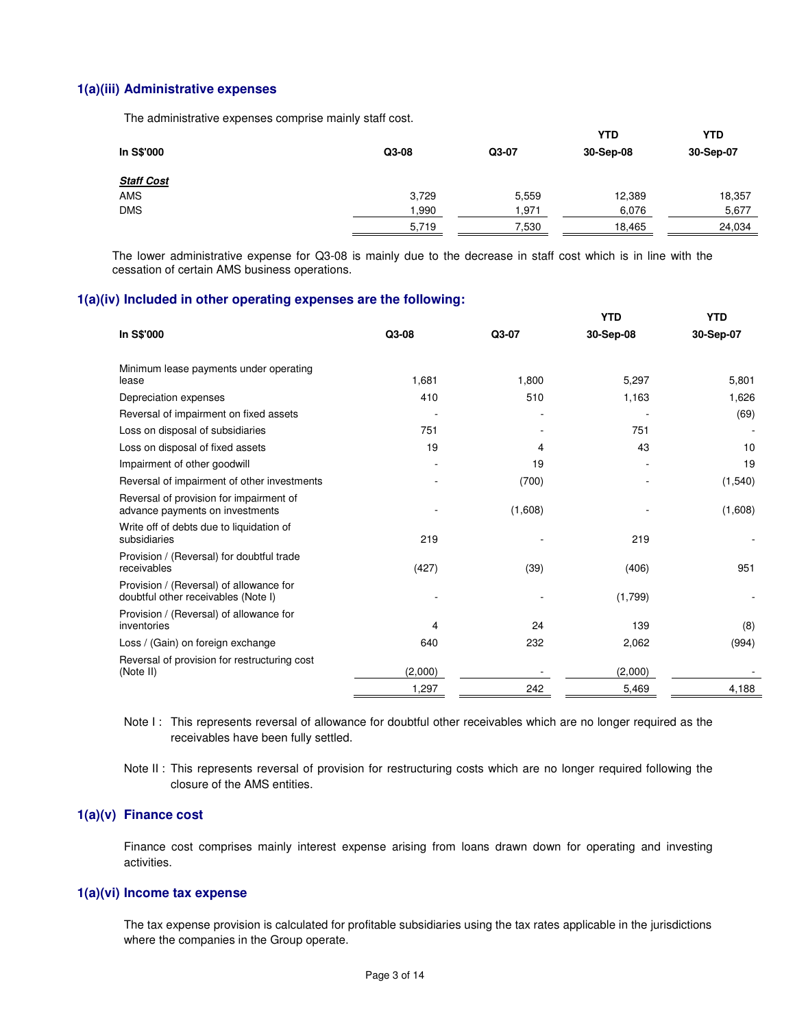### 1(a)(iii) Administrative expenses

The administrative expenses comprise mainly staff cost.

| In S$'000 | Q3-08 | Q3-07 | YTD 30-Sep-08 | YTD 30-Sep-07 |
|---|---|---|---|---|
| ***Staff Cost*** | | | | |
| AMS | 3,729 | 5,559 | 12,389 | 18,357 |
| DMS | 1,990 | 1,971 | 6,076 | 5,677 |
| | 5,719 | 7,530 | 18,465 | 24,034 |

The lower administrative expense for Q3-08 is mainly due to the decrease in staff cost which is in line with the cessation of certain AMS business operations.

### 1(a)(iv) Included in other operating expenses are the following:

| In S$'000 | Q3-08 | Q3-07 | YTD 30-Sep-08 | YTD 30-Sep-07 |
|---|---|---|---|---|
| Minimum lease payments under operating lease | 1,681 | 1,800 | 5,297 | 5,801 |
| Depreciation expenses | 410 | 510 | 1,163 | 1,626 |
| Reversal of impairment on fixed assets | - | - | - | (69) |
| Loss on disposal of subsidiaries | 751 | - | 751 | - |
| Loss on disposal of fixed assets | 19 | 4 | 43 | 10 |
| Impairment of other goodwill | - | 19 | - | 19 |
| Reversal of impairment of other investments | - | (700) | - | (1,540) |
| Reversal of provision for impairment of advance payments on investments | - | (1,608) | - | (1,608) |
| Write off of debts due to liquidation of subsidiaries | 219 | - | 219 | - |
| Provision / (Reversal) for doubtful trade receivables | (427) | (39) | (406) | 951 |
| Provision / (Reversal) of allowance for doubtful other receivables (Note I) | - | - | (1,799) | - |
| Provision / (Reversal) of allowance for inventories | 4 | 24 | 139 | (8) |
| Loss / (Gain) on foreign exchange | 640 | 232 | 2,062 | (994) |
| Reversal of provision for restructuring cost (Note II) | (2,000) | - | (2,000) | - |
| | 1,297 | 242 | 5,469 | 4,188 |

Note I : This represents reversal of allowance for doubtful other receivables which are no longer required as the receivables have been fully settled.

Note II : This represents reversal of provision for restructuring costs which are no longer required following the closure of the AMS entities.

### 1(a)(v) Finance cost

Finance cost comprises mainly interest expense arising from loans drawn down for operating and investing activities.

### 1(a)(vi) Income tax expense

The tax expense provision is calculated for profitable subsidiaries using the tax rates applicable in the jurisdictions where the companies in the Group operate.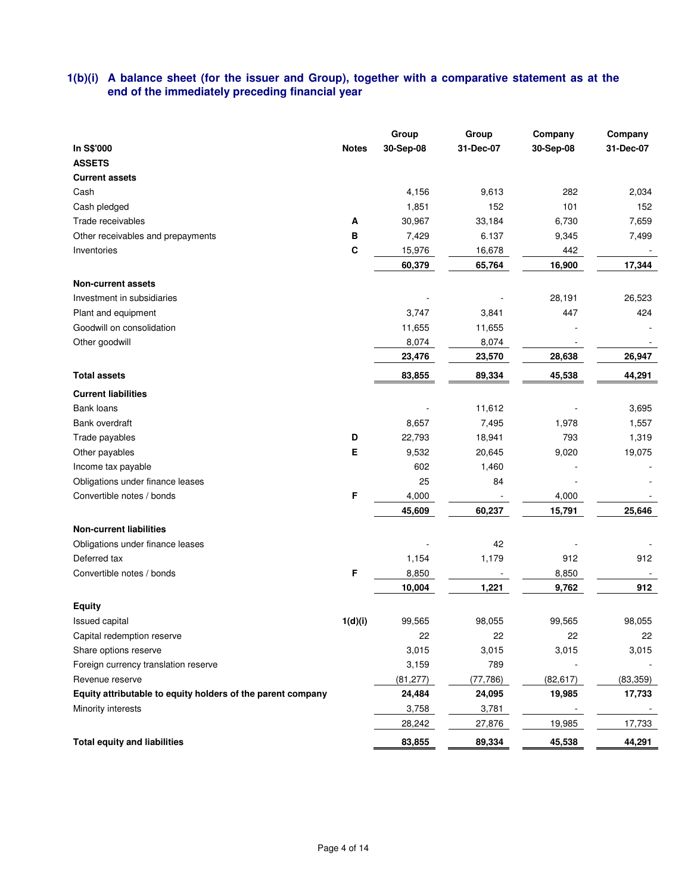## 1(b)(i) A balance sheet (for the issuer and Group), together with a comparative statement as at the end of the immediately preceding financial year

| In S$'000 | Notes | Group 30-Sep-08 | Group 31-Dec-07 | Company 30-Sep-08 | Company 31-Dec-07 |
|---|---|---|---|---|---|
| **ASSETS** | | | | | |
| **Current assets** | | | | | |
| Cash | | 4,156 | 9,613 | 282 | 2,034 |
| Cash pledged | | 1,851 | 152 | 101 | 152 |
| Trade receivables | A | 30,967 | 33,184 | 6,730 | 7,659 |
| Other receivables and prepayments | B | 7,429 | 6.137 | 9,345 | 7,499 |
| Inventories | C | 15,976 | 16,678 | 442 | - |
| | | **60,379** | **65,764** | **16,900** | **17,344** |
| **Non-current assets** | | | | | |
| Investment in subsidiaries | | - | - | 28,191 | 26,523 |
| Plant and equipment | | 3,747 | 3,841 | 447 | 424 |
| Goodwill on consolidation | | 11,655 | 11,655 | - | - |
| Other goodwill | | 8,074 | 8,074 | - | - |
| | | **23,476** | **23,570** | **28,638** | **26,947** |
| **Total assets** | | **83,855** | **89,334** | **45,538** | **44,291** |
| **Current liabilities** | | | | | |
| Bank loans | | - | 11,612 | - | 3,695 |
| Bank overdraft | | 8,657 | 7,495 | 1,978 | 1,557 |
| Trade payables | D | 22,793 | 18,941 | 793 | 1,319 |
| Other payables | E | 9,532 | 20,645 | 9,020 | 19,075 |
| Income tax payable | | 602 | 1,460 | - | - |
| Obligations under finance leases | | 25 | 84 | - | - |
| Convertible notes / bonds | F | 4,000 | - | 4,000 | - |
| | | **45,609** | **60,237** | **15,791** | **25,646** |
| **Non-current liabilities** | | | | | |
| Obligations under finance leases | | - | 42 | - | - |
| Deferred tax | | 1,154 | 1,179 | 912 | 912 |
| Convertible notes / bonds | F | 8,850 | - | 8,850 | - |
| | | **10,004** | **1,221** | **9,762** | **912** |
| **Equity** | | | | | |
| Issued capital | 1(d)(i) | 99,565 | 98,055 | 99,565 | 98,055 |
| Capital redemption reserve | | 22 | 22 | 22 | 22 |
| Share options reserve | | 3,015 | 3,015 | 3,015 | 3,015 |
| Foreign currency translation reserve | | 3,159 | 789 | - | - |
| Revenue reserve | | (81,277) | (77,786) | (82,617) | (83,359) |
| **Equity attributable to equity holders of the parent company** | | **24,484** | **24,095** | **19,985** | **17,733** |
| Minority interests | | 3,758 | 3,781 | - | - |
| | | 28,242 | 27,876 | 19,985 | 17,733 |
| **Total equity and liabilities** | | **83,855** | **89,334** | **45,538** | **44,291** |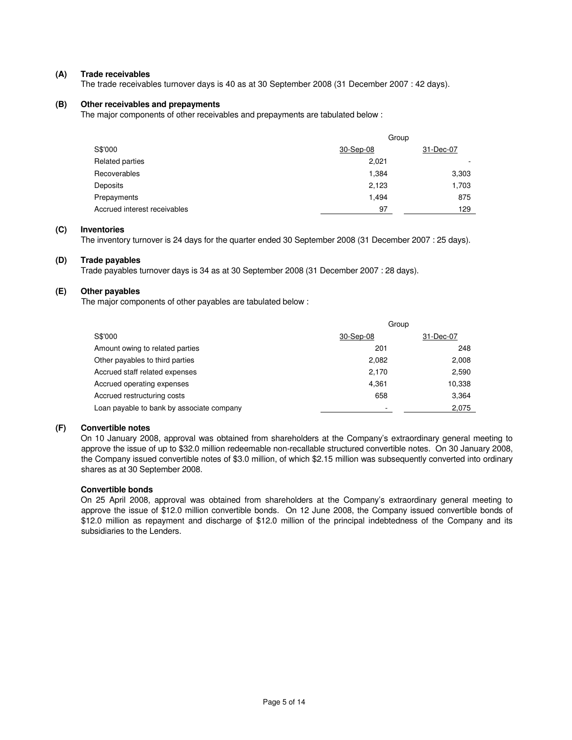**(A) Trade receivables**

The trade receivables turnover days is 40 as at 30 September 2008 (31 December 2007 : 42 days).

**(B) Other receivables and prepayments**

The major components of other receivables and prepayments are tabulated below :

| | Group | |
|---|---|---|
| S$'000 | 30-Sep-08 | 31-Dec-07 |
| Related parties | 2,021 | - |
| Recoverables | 1,384 | 3,303 |
| Deposits | 2,123 | 1,703 |
| Prepayments | 1,494 | 875 |
| Accrued interest receivables | 97 | 129 |

**(C) Inventories**

The inventory turnover is 24 days for the quarter ended 30 September 2008 (31 December 2007 : 25 days).

**(D) Trade payables**

Trade payables turnover days is 34 as at 30 September 2008 (31 December 2007 : 28 days).

**(E) Other payables**

The major components of other payables are tabulated below :

| | Group | |
|---|---|---|
| S$'000 | 30-Sep-08 | 31-Dec-07 |
| Amount owing to related parties | 201 | 248 |
| Other payables to third parties | 2,082 | 2,008 |
| Accrued staff related expenses | 2,170 | 2,590 |
| Accrued operating expenses | 4,361 | 10,338 |
| Accrued restructuring costs | 658 | 3,364 |
| Loan payable to bank by associate company | - | 2,075 |

**(F) Convertible notes**

On 10 January 2008, approval was obtained from shareholders at the Company's extraordinary general meeting to approve the issue of up to $32.0 million redeemable non-recallable structured convertible notes. On 30 January 2008, the Company issued convertible notes of $3.0 million, of which $2.15 million was subsequently converted into ordinary shares as at 30 September 2008.

**Convertible bonds**

On 25 April 2008, approval was obtained from shareholders at the Company's extraordinary general meeting to approve the issue of $12.0 million convertible bonds. On 12 June 2008, the Company issued convertible bonds of $12.0 million as repayment and discharge of $12.0 million of the principal indebtedness of the Company and its subsidiaries to the Lenders.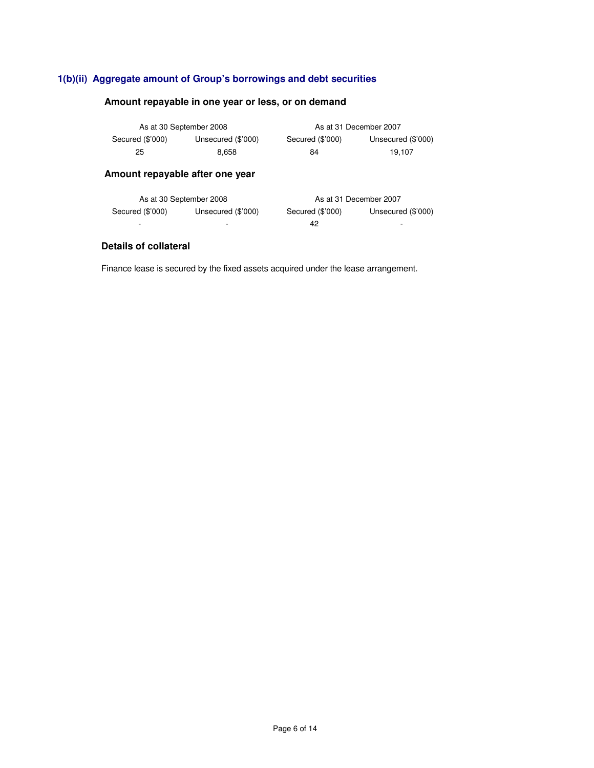### 1(b)(ii) Aggregate amount of Group's borrowings and debt securities

**Amount repayable in one year or less, or on demand**

| As at 30 September 2008 | | As at 31 December 2007 | |
|---|---|---|---|
| Secured ($'000) | Unsecured ($'000) | Secured ($'000) | Unsecured ($'000) |
| 25 | 8,658 | 84 | 19,107 |

**Amount repayable after one year**

| As at 30 September 2008 | | As at 31 December 2007 | |
|---|---|---|---|
| Secured ($'000) | Unsecured ($'000) | Secured ($'000) | Unsecured ($'000) |
| - | - | 42 | - |

**Details of collateral**

Finance lease is secured by the fixed assets acquired under the lease arrangement.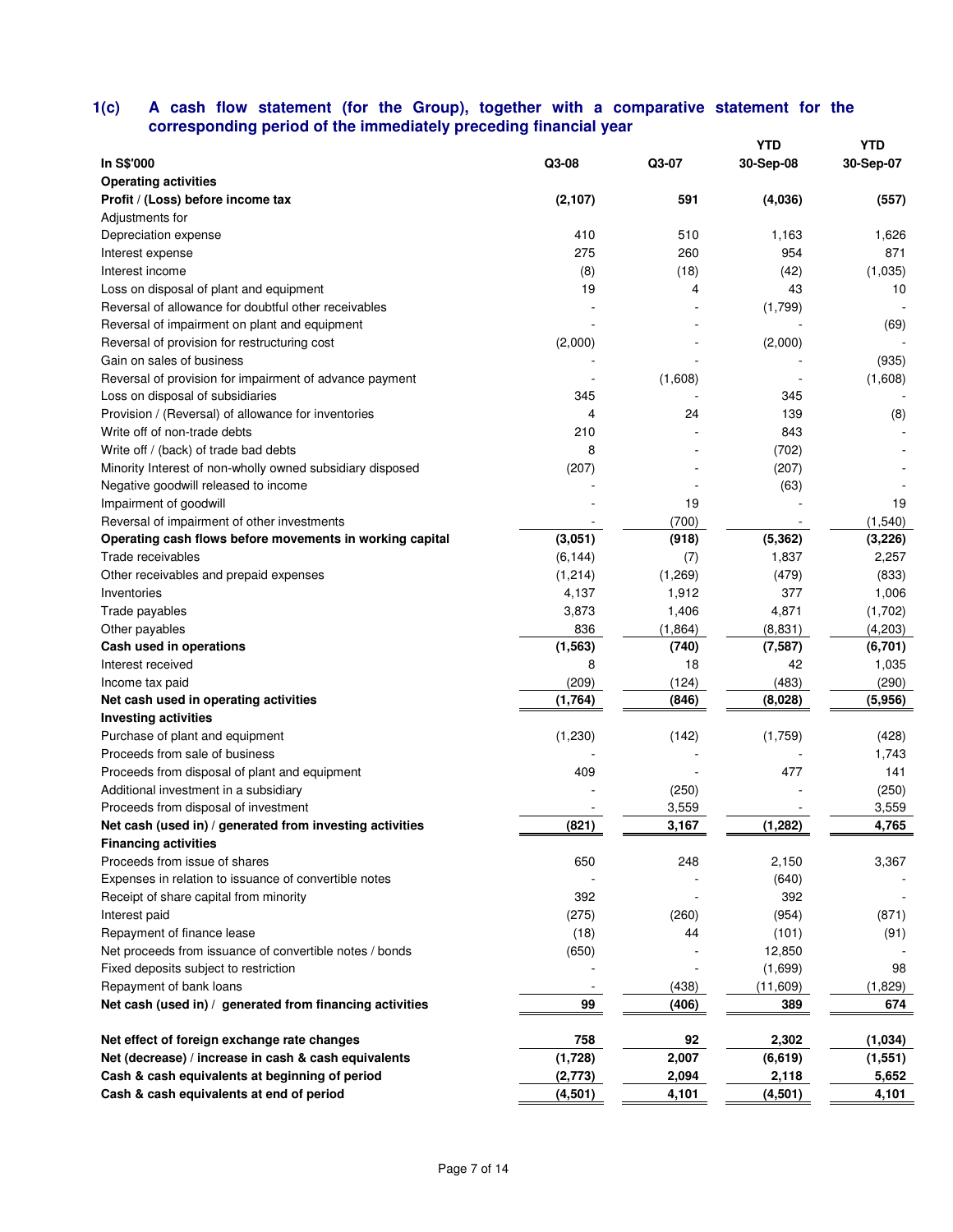## 1(c) A cash flow statement (for the Group), together with a comparative statement for the corresponding period of the immediately preceding financial year

| In S$'000 | Q3-08 | Q3-07 | YTD 30-Sep-08 | YTD 30-Sep-07 |
|---|---|---|---|---|
| **Operating activities** | | | | |
| **Profit / (Loss) before income tax** | **(2,107)** | **591** | **(4,036)** | **(557)** |
| Adjustments for | | | | |
| Depreciation expense | 410 | 510 | 1,163 | 1,626 |
| Interest expense | 275 | 260 | 954 | 871 |
| Interest income | (8) | (18) | (42) | (1,035) |
| Loss on disposal of plant and equipment | 19 | 4 | 43 | 10 |
| Reversal of allowance for doubtful other receivables | - | - | (1,799) | - |
| Reversal of impairment on plant and equipment | - | - | - | (69) |
| Reversal of provision for restructuring cost | (2,000) | - | (2,000) | - |
| Gain on sales of business | - | - | - | (935) |
| Reversal of provision for impairment of advance payment | - | (1,608) | - | (1,608) |
| Loss on disposal of subsidiaries | 345 | - | 345 | - |
| Provision / (Reversal) of allowance for inventories | 4 | 24 | 139 | (8) |
| Write off of non-trade debts | 210 | - | 843 | - |
| Write off / (back) of trade bad debts | 8 | - | (702) | - |
| Minority Interest of non-wholly owned subsidiary disposed | (207) | - | (207) | - |
| Negative goodwill released to income | - | - | (63) | - |
| Impairment of goodwill | - | 19 | - | 19 |
| Reversal of impairment of other investments | - | (700) | - | (1,540) |
| **Operating cash flows before movements in working capital** | **(3,051)** | **(918)** | **(5,362)** | **(3,226)** |
| Trade receivables | (6,144) | (7) | 1,837 | 2,257 |
| Other receivables and prepaid expenses | (1,214) | (1,269) | (479) | (833) |
| Inventories | 4,137 | 1,912 | 377 | 1,006 |
| Trade payables | 3,873 | 1,406 | 4,871 | (1,702) |
| Other payables | 836 | (1,864) | (8,831) | (4,203) |
| **Cash used in operations** | **(1,563)** | **(740)** | **(7,587)** | **(6,701)** |
| Interest received | 8 | 18 | 42 | 1,035 |
| Income tax paid | (209) | (124) | (483) | (290) |
| **Net cash used in operating activities** | **(1,764)** | **(846)** | **(8,028)** | **(5,956)** |
| **Investing activities** | | | | |
| Purchase of plant and equipment | (1,230) | (142) | (1,759) | (428) |
| Proceeds from sale of business | - | - | - | 1,743 |
| Proceeds from disposal of plant and equipment | 409 | - | 477 | 141 |
| Additional investment in a subsidiary | - | (250) | - | (250) |
| Proceeds from disposal of investment | - | 3,559 | - | 3,559 |
| **Net cash (used in) / generated from investing activities** | **(821)** | **3,167** | **(1,282)** | **4,765** |
| **Financing activities** | | | | |
| Proceeds from issue of shares | 650 | 248 | 2,150 | 3,367 |
| Expenses in relation to issuance of convertible notes | - | - | (640) | - |
| Receipt of share capital from minority | 392 | - | 392 | - |
| Interest paid | (275) | (260) | (954) | (871) |
| Repayment of finance lease | (18) | 44 | (101) | (91) |
| Net proceeds from issuance of convertible notes / bonds | (650) | - | 12,850 | - |
| Fixed deposits subject to restriction | - | - | (1,699) | 98 |
| Repayment of bank loans | - | (438) | (11,609) | (1,829) |
| **Net cash (used in) / generated from financing activities** | **99** | **(406)** | **389** | **674** |
| **Net effect of foreign exchange rate changes** | **758** | **92** | **2,302** | **(1,034)** |
| **Net (decrease) / increase in cash & cash equivalents** | **(1,728)** | **2,007** | **(6,619)** | **(1,551)** |
| **Cash & cash equivalents at beginning of period** | **(2,773)** | **2,094** | **2,118** | **5,652** |
| **Cash & cash equivalents at end of period** | **(4,501)** | **4,101** | **(4,501)** | **4,101** |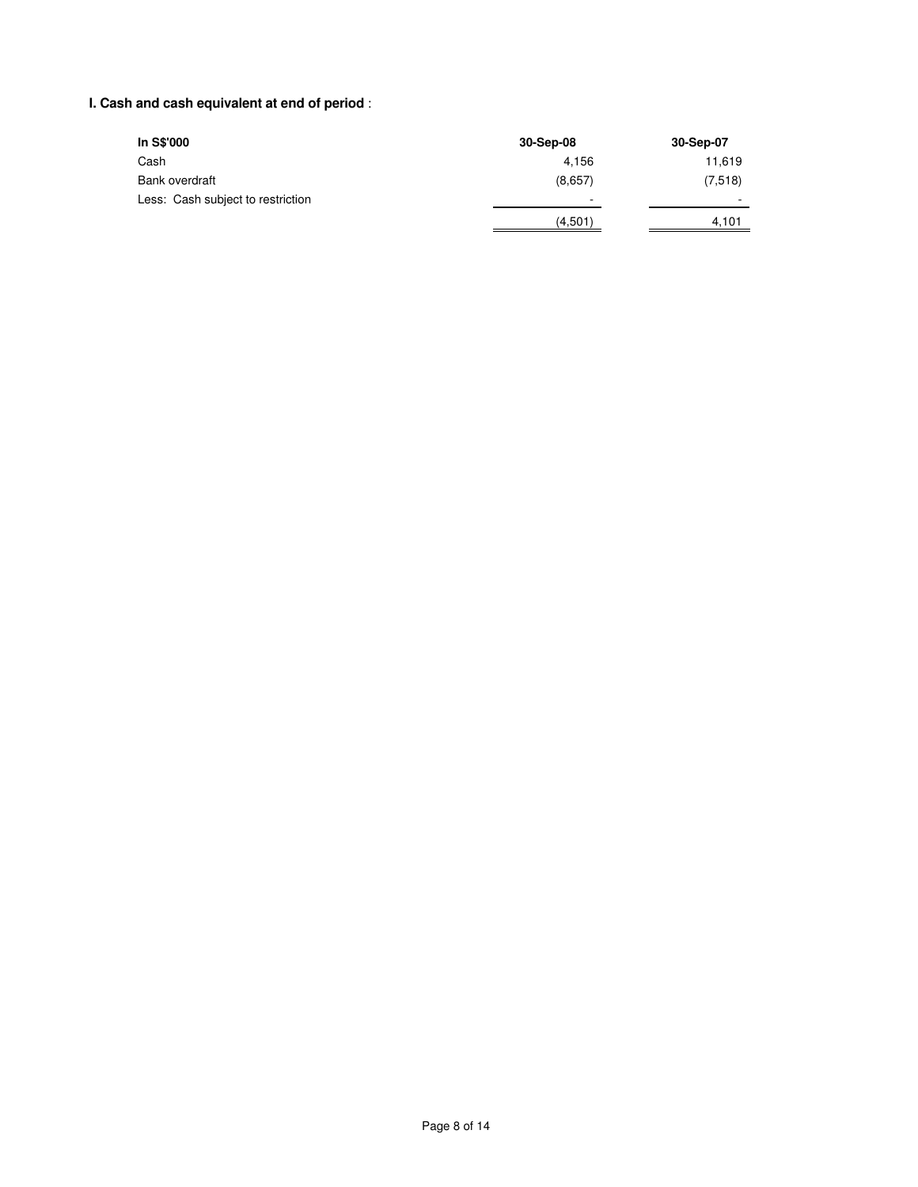**l. Cash and cash equivalent at end of period** :

| In S$'000 | 30-Sep-08 | 30-Sep-07 |
|---|---|---|
| Cash | 4,156 | 11,619 |
| Bank overdraft | (8,657) | (7,518) |
| Less: Cash subject to restriction | - | - |
| | (4,501) | 4,101 |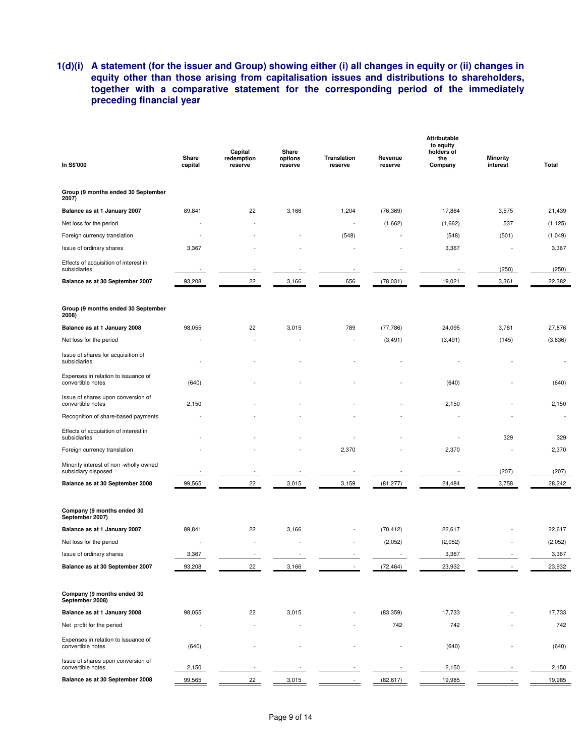### 1(d)(i) A statement (for the issuer and Group) showing either (i) all changes in equity or (ii) changes in equity other than those arising from capitalisation issues and distributions to shareholders, together with a comparative statement for the corresponding period of the immediately preceding financial year

| In S$'000 | Share capital | Capital redemption reserve | Share options reserve | Translation reserve | Revenue reserve | Attributable to equity holders of the Company | Minority interest | Total |
|---|---|---|---|---|---|---|---|---|
| **Group (9 months ended 30 September 2007)** | | | | | | | | |
| **Balance as at 1 January 2007** | 89,841 | 22 | 3,166 | 1,204 | (76,369) | 17,864 | 3,575 | 21,439 |
| Net loss for the period | - | - | | - | (1,662) | (1,662) | 537 | (1,125) |
| Foreign currency translation | - | - | - | (548) | - | (548) | (501) | (1,049) |
| Issue of ordinary shares | 3,367 | - | - | - | - | 3,367 | - | 3,367 |
| Effects of acquisition of interest in subsidiaries | - | - | - | - | - | - | (250) | (250) |
| **Balance as at 30 September 2007** | 93,208 | 22 | 3,166 | 656 | (78,031) | 19,021 | 3,361 | 22,382 |
| **Group (9 months ended 30 September 2008)** | | | | | | | | |
| **Balance as at 1 January 2008** | 98,055 | 22 | 3,015 | 789 | (77,786) | 24,095 | 3,781 | 27,876 |
| Net loss for the period | - | - | - | - | (3,491) | (3,491) | (145) | (3,636) |
| Issue of shares for acquisition of subsidiaries | - | - | - | - | - | - | - | - |
| Expenses in relation to issuance of convertible notes | (640) | - | - | - | - | (640) | - | (640) |
| Issue of shares upon conversion of convertible notes | 2,150 | - | - | - | - | 2,150 | - | 2,150 |
| Recognition of share-based payments | - | - | - | - | - | - | - | - |
| Effects of acquisition of interest in subsidiaries | - | - | - | - | - | - | 329 | 329 |
| Foreign currency translation | - | - | - | 2,370 | - | 2,370 | - | 2,370 |
| Minority interest of non -wholly owned subsidiary disposed | - | - | - | - | - | - | (207) | (207) |
| **Balance as at 30 September 2008** | 99,565 | 22 | 3,015 | 3,159 | (81,277) | 24,484 | 3,758 | 28,242 |
| **Company (9 months ended 30 September 2007)** | | | | | | | | |
| **Balance as at 1 January 2007** | 89,841 | 22 | 3,166 | - | (70,412) | 22,617 | - | 22,617 |
| Net loss for the period | - | - | - | - | (2,052) | (2,052) | - | (2,052) |
| Issue of ordinary shares | 3,367 | - | - | - | - | 3,367 | - | 3,367 |
| **Balance as at 30 September 2007** | 93,208 | 22 | 3,166 | - | (72,464) | 23,932 | - | 23,932 |
| **Company (9 months ended 30 September 2008)** | | | | | | | | |
| **Balance as at 1 January 2008** | 98,055 | 22 | 3,015 | - | (83,359) | 17,733 | - | 17,733 |
| Net profit for the period | - | - | - | - | 742 | 742 | - | 742 |
| Expenses in relation to issuance of convertible notes | (640) | - | - | - | - | (640) | - | (640) |
| Issue of shares upon conversion of convertible notes | 2,150 | - | - | - | - | 2,150 | - | 2,150 |
| **Balance as at 30 September 2008** | 99,565 | 22 | 3,015 | - | (82,617) | 19,985 | - | 19,985 |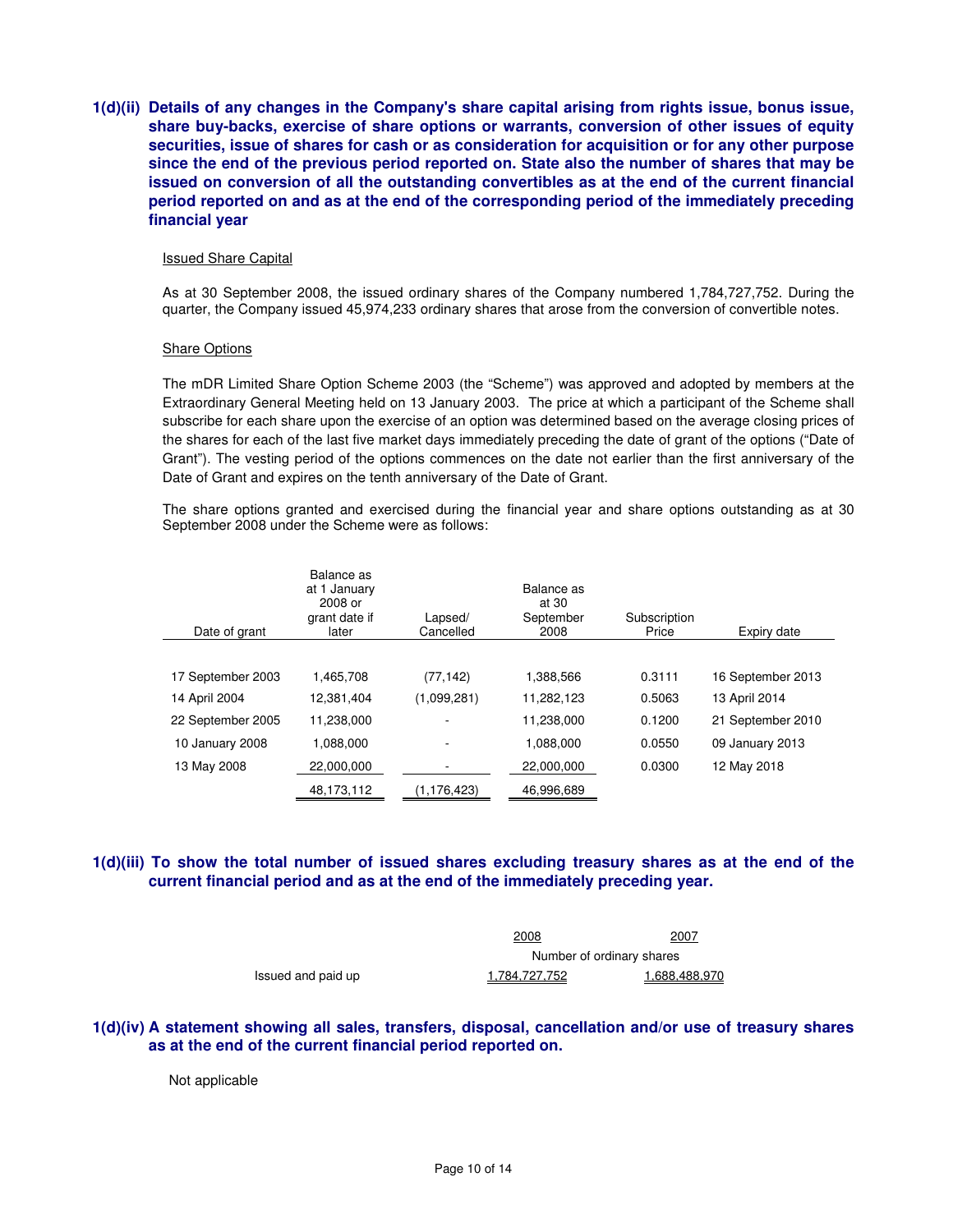**1(d)(ii) Details of any changes in the Company's share capital arising from rights issue, bonus issue, share buy-backs, exercise of share options or warrants, conversion of other issues of equity securities, issue of shares for cash or as consideration for acquisition or for any other purpose since the end of the previous period reported on. State also the number of shares that may be issued on conversion of all the outstanding convertibles as at the end of the current financial period reported on and as at the end of the corresponding period of the immediately preceding financial year**

Issued Share Capital

As at 30 September 2008, the issued ordinary shares of the Company numbered 1,784,727,752. During the quarter, the Company issued 45,974,233 ordinary shares that arose from the conversion of convertible notes.

Share Options

The mDR Limited Share Option Scheme 2003 (the "Scheme") was approved and adopted by members at the Extraordinary General Meeting held on 13 January 2003. The price at which a participant of the Scheme shall subscribe for each share upon the exercise of an option was determined based on the average closing prices of the shares for each of the last five market days immediately preceding the date of grant of the options ("Date of Grant"). The vesting period of the options commences on the date not earlier than the first anniversary of the Date of Grant and expires on the tenth anniversary of the Date of Grant.

The share options granted and exercised during the financial year and share options outstanding as at 30 September 2008 under the Scheme were as follows:

| Date of grant | Balance as at 1 January 2008 or grant date if later | Lapsed/ Cancelled | Balance as at 30 September 2008 | Subscription Price | Expiry date |
|---|---|---|---|---|---|
| 17 September 2003 | 1,465,708 | (77,142) | 1,388,566 | 0.3111 | 16 September 2013 |
| 14 April 2004 | 12,381,404 | (1,099,281) | 11,282,123 | 0.5063 | 13 April 2014 |
| 22 September 2005 | 11,238,000 | - | 11,238,000 | 0.1200 | 21 September 2010 |
| 10 January 2008 | 1,088,000 | - | 1,088,000 | 0.0550 | 09 January 2013 |
| 13 May 2008 | 22,000,000 | - | 22,000,000 | 0.0300 | 12 May 2018 |
| | 48,173,112 | (1,176,423) | 46,996,689 | | |

**1(d)(iii) To show the total number of issued shares excluding treasury shares as at the end of the current financial period and as at the end of the immediately preceding year.**

| | 2008 | 2007 |
|---|---|---|
| | Number of ordinary shares | |
| Issued and paid up | 1,784,727,752 | 1,688,488,970 |

**1(d)(iv) A statement showing all sales, transfers, disposal, cancellation and/or use of treasury shares as at the end of the current financial period reported on.**

Not applicable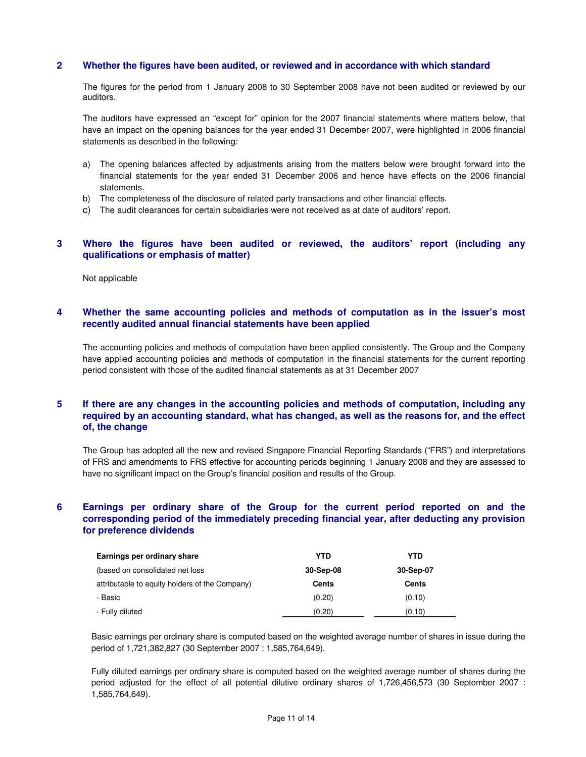## 2 Whether the figures have been audited, or reviewed and in accordance with which standard

The figures for the period from 1 January 2008 to 30 September 2008 have not been audited or reviewed by our auditors.

The auditors have expressed an "except for" opinion for the 2007 financial statements where matters below, that have an impact on the opening balances for the year ended 31 December 2007, were highlighted in 2006 financial statements as described in the following:

a) The opening balances affected by adjustments arising from the matters below were brought forward into the financial statements for the year ended 31 December 2006 and hence have effects on the 2006 financial statements.
b) The completeness of the disclosure of related party transactions and other financial effects.
c) The audit clearances for certain subsidiaries were not received as at date of auditors' report.

## 3 Where the figures have been audited or reviewed, the auditors' report (including any qualifications or emphasis of matter)

Not applicable

## 4 Whether the same accounting policies and methods of computation as in the issuer's most recently audited annual financial statements have been applied

The accounting policies and methods of computation have been applied consistently. The Group and the Company have applied accounting policies and methods of computation in the financial statements for the current reporting period consistent with those of the audited financial statements as at 31 December 2007

## 5 If there are any changes in the accounting policies and methods of computation, including any required by an accounting standard, what has changed, as well as the reasons for, and the effect of, the change

The Group has adopted all the new and revised Singapore Financial Reporting Standards ("FRS") and interpretations of FRS and amendments to FRS effective for accounting periods beginning 1 January 2008 and they are assessed to have no significant impact on the Group's financial position and results of the Group.

## 6 Earnings per ordinary share of the Group for the current period reported on and the corresponding period of the immediately preceding financial year, after deducting any provision for preference dividends

| **Earnings per ordinary share** | **YTD** | **YTD** |
|---|---|---|
| (based on consolidated net loss | **30-Sep-08** | **30-Sep-07** |
| attributable to equity holders of the Company) | **Cents** | **Cents** |
| - Basic | (0.20) | (0.10) |
| - Fully diluted | (0.20) | (0.10) |

Basic earnings per ordinary share is computed based on the weighted average number of shares in issue during the period of 1,721,382,827 (30 September 2007 : 1,585,764,649).

Fully diluted earnings per ordinary share is computed based on the weighted average number of shares during the period adjusted for the effect of all potential dilutive ordinary shares of 1,726,456,573 (30 September 2007 : 1,585,764,649).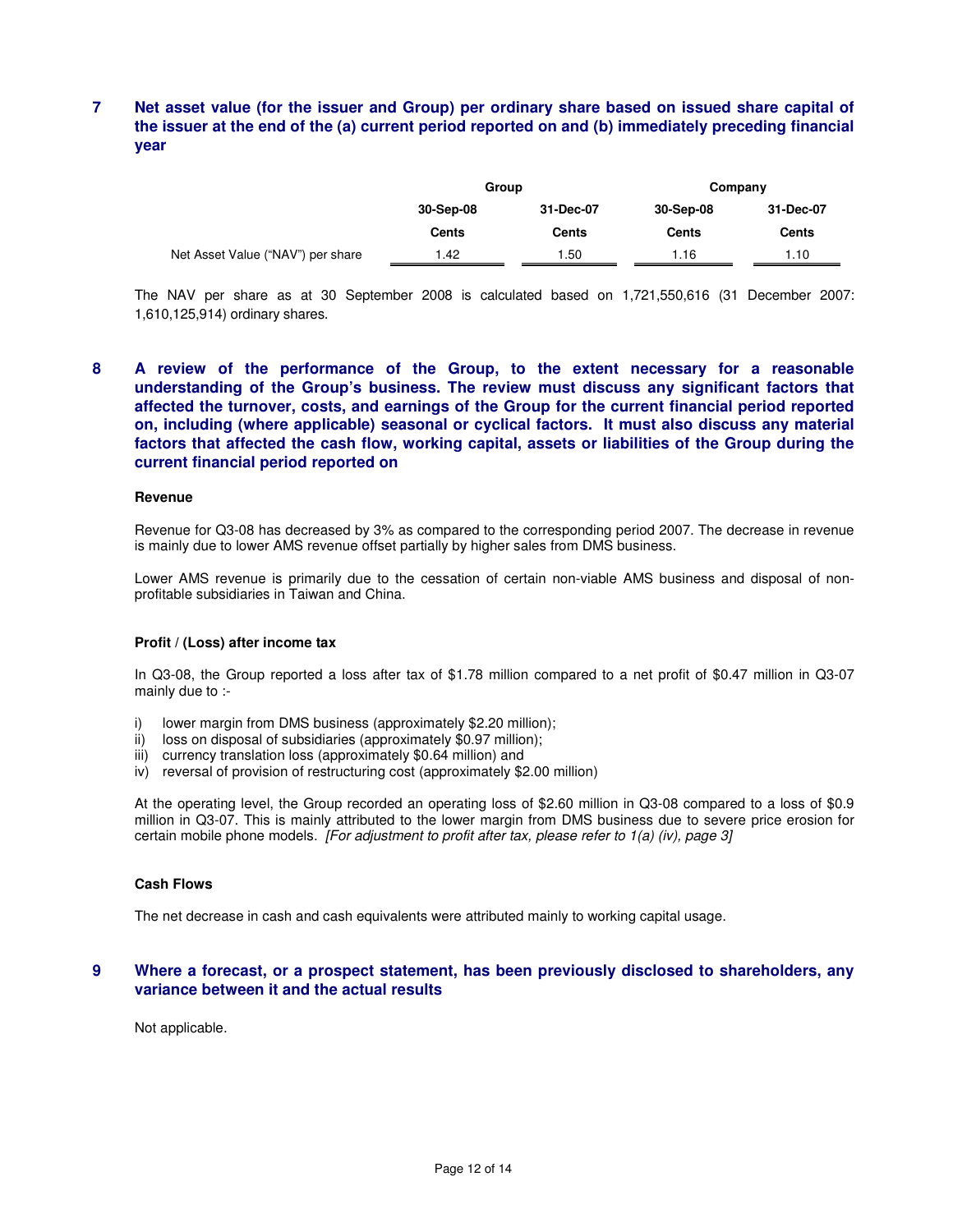## 7 Net asset value (for the issuer and Group) per ordinary share based on issued share capital of the issuer at the end of the (a) current period reported on and (b) immediately preceding financial year

| | Group | | Company | |
|---|---|---|---|---|
| | 30-Sep-08 | 31-Dec-07 | 30-Sep-08 | 31-Dec-07 |
| | Cents | Cents | Cents | Cents |
| Net Asset Value ("NAV") per share | 1.42 | 1.50 | 1.16 | 1.10 |

The NAV per share as at 30 September 2008 is calculated based on 1,721,550,616 (31 December 2007: 1,610,125,914) ordinary shares.

## 8 A review of the performance of the Group, to the extent necessary for a reasonable understanding of the Group's business. The review must discuss any significant factors that affected the turnover, costs, and earnings of the Group for the current financial period reported on, including (where applicable) seasonal or cyclical factors. It must also discuss any material factors that affected the cash flow, working capital, assets or liabilities of the Group during the current financial period reported on

**Revenue**

Revenue for Q3-08 has decreased by 3% as compared to the corresponding period 2007. The decrease in revenue is mainly due to lower AMS revenue offset partially by higher sales from DMS business.

Lower AMS revenue is primarily due to the cessation of certain non-viable AMS business and disposal of non-profitable subsidiaries in Taiwan and China.

**Profit / (Loss) after income tax**

In Q3-08, the Group reported a loss after tax of $1.78 million compared to a net profit of $0.47 million in Q3-07 mainly due to :-

i) lower margin from DMS business (approximately $2.20 million);
ii) loss on disposal of subsidiaries (approximately $0.97 million);
iii) currency translation loss (approximately $0.64 million) and
iv) reversal of provision of restructuring cost (approximately $2.00 million)

At the operating level, the Group recorded an operating loss of $2.60 million in Q3-08 compared to a loss of $0.9 million in Q3-07. This is mainly attributed to the lower margin from DMS business due to severe price erosion for certain mobile phone models. *[For adjustment to profit after tax, please refer to 1(a) (iv), page 3]*

**Cash Flows**

The net decrease in cash and cash equivalents were attributed mainly to working capital usage.

## 9 Where a forecast, or a prospect statement, has been previously disclosed to shareholders, any variance between it and the actual results

Not applicable.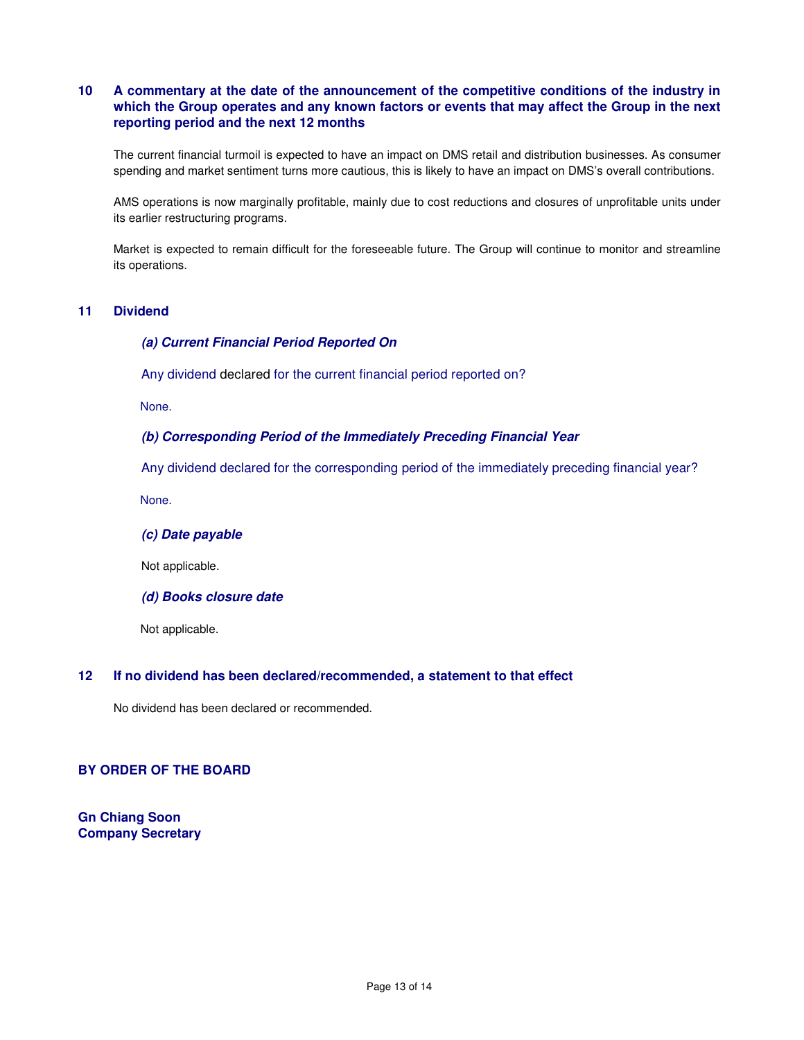## 10 A commentary at the date of the announcement of the competitive conditions of the industry in which the Group operates and any known factors or events that may affect the Group in the next reporting period and the next 12 months

The current financial turmoil is expected to have an impact on DMS retail and distribution businesses. As consumer spending and market sentiment turns more cautious, this is likely to have an impact on DMS's overall contributions.

AMS operations is now marginally profitable, mainly due to cost reductions and closures of unprofitable units under its earlier restructuring programs.

Market is expected to remain difficult for the foreseeable future. The Group will continue to monitor and streamline its operations.

## 11 Dividend

### *(a) Current Financial Period Reported On*

Any dividend declared for the current financial period reported on?

None.

### *(b) Corresponding Period of the Immediately Preceding Financial Year*

Any dividend declared for the corresponding period of the immediately preceding financial year?

None.

### *(c) Date payable*

Not applicable.

### *(d) Books closure date*

Not applicable.

## 12 If no dividend has been declared/recommended, a statement to that effect

No dividend has been declared or recommended.

**BY ORDER OF THE BOARD**

**Gn Chiang Soon**
**Company Secretary**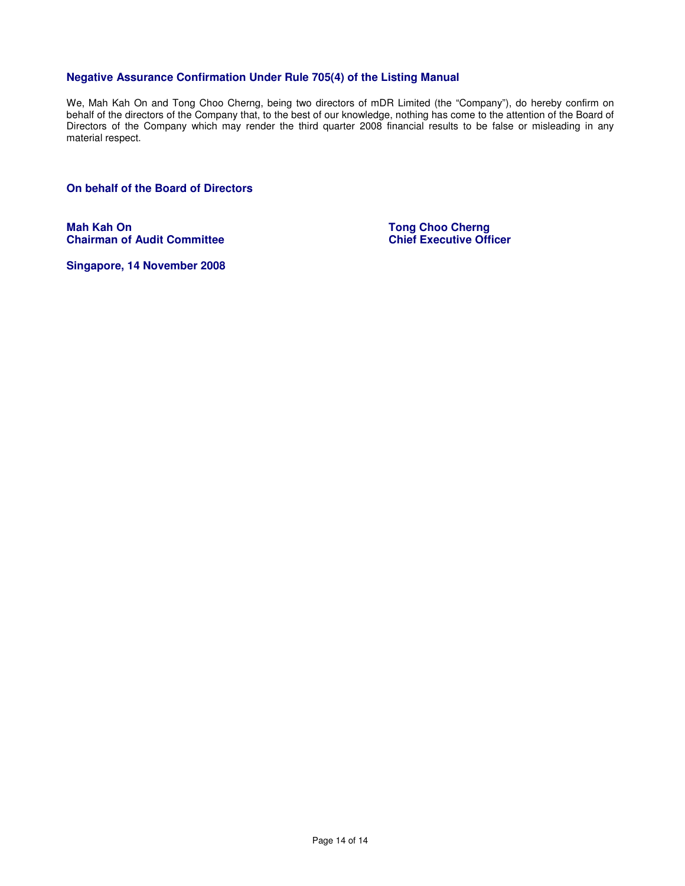### Negative Assurance Confirmation Under Rule 705(4) of the Listing Manual

We, Mah Kah On and Tong Choo Cherng, being two directors of mDR Limited (the "Company"), do hereby confirm on behalf of the directors of the Company that, to the best of our knowledge, nothing has come to the attention of the Board of Directors of the Company which may render the third quarter 2008 financial results to be false or misleading in any material respect.

**On behalf of the Board of Directors**

**Mah Kah On**
**Chairman of Audit Committee**

**Tong Choo Cherng**
**Chief Executive Officer**

**Singapore, 14 November 2008**